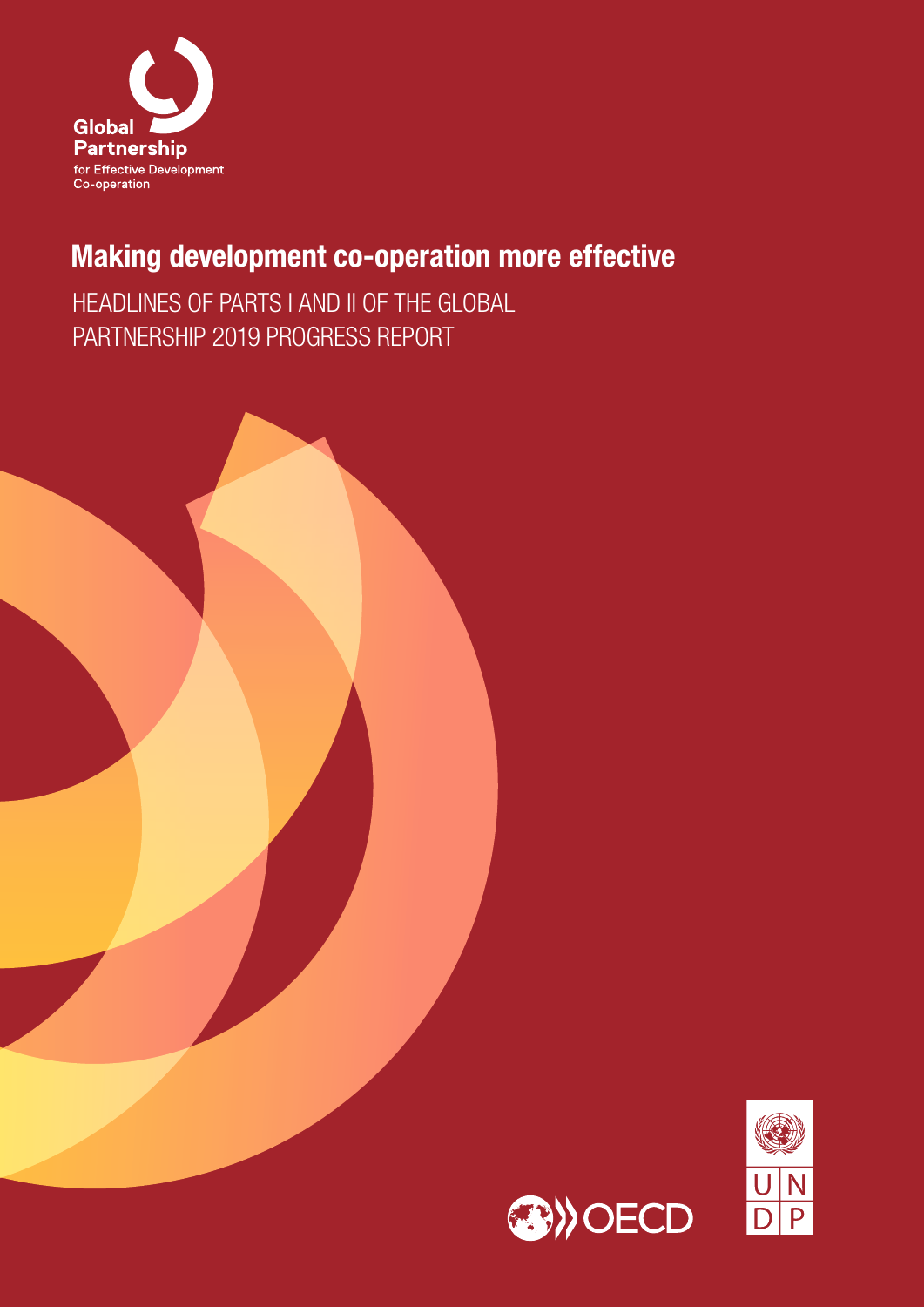Global Partnership for Effective Development Co-operation

# Making development co-operation more effective

HEADLINES OF PARTS I AND II OF THE GLOBAL PARTNERSHIP 2019 PROGRESS REPORT

OECD

UNDP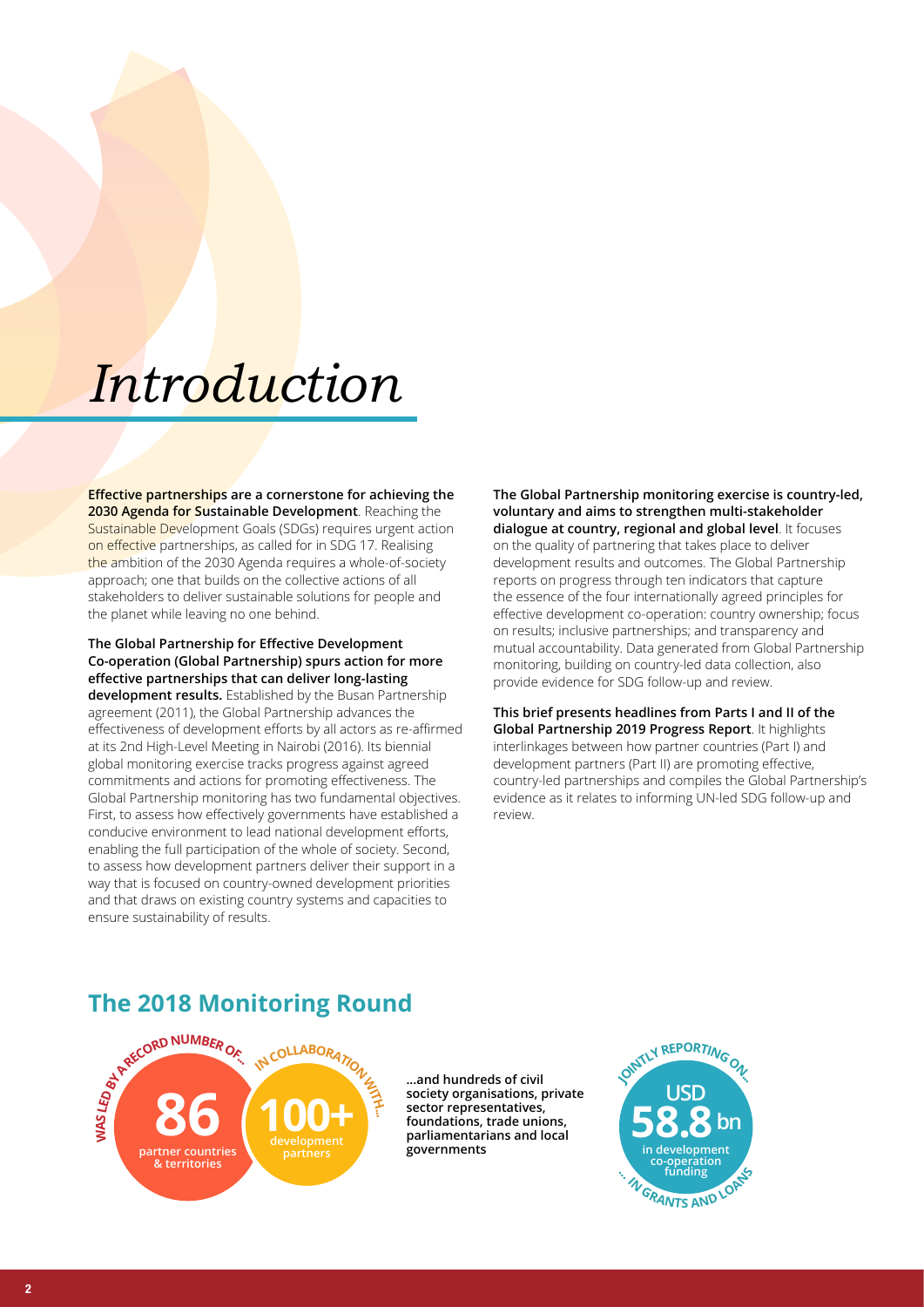# *Introduction*

**Effective partnerships are a cornerstone for achieving the 2030 Agenda for Sustainable Development**. Reaching the Sustainable Development Goals (SDGs) requires urgent action on effective partnerships, as called for in SDG 17. Realising the ambition of the 2030 Agenda requires a whole-of-society approach; one that builds on the collective actions of all stakeholders to deliver sustainable solutions for people and the planet while leaving no one behind.

**The Global Partnership for Effective Development Co-operation (Global Partnership) spurs action for more effective partnerships that can deliver long-lasting development results.** Established by the Busan Partnership agreement (2011), the Global Partnership advances the effectiveness of development efforts by all actors as re-affirmed at its 2nd High-Level Meeting in Nairobi (2016). Its biennial global monitoring exercise tracks progress against agreed commitments and actions for promoting effectiveness. The Global Partnership monitoring has two fundamental objectives. First, to assess how effectively governments have established a conducive environment to lead national development efforts, enabling the full participation of the whole of society. Second, to assess how development partners deliver their support in a way that is focused on country-owned development priorities and that draws on existing country systems and capacities to ensure sustainability of results.

**The Global Partnership monitoring exercise is country-led, voluntary and aims to strengthen multi-stakeholder dialogue at country, regional and global level**. It focuses on the quality of partnering that takes place to deliver development results and outcomes. The Global Partnership reports on progress through ten indicators that capture the essence of the four internationally agreed principles for effective development co-operation: country ownership; focus on results; inclusive partnerships; and transparency and mutual accountability. Data generated from Global Partnership monitoring, building on country-led data collection, also provide evidence for SDG follow-up and review.

**This brief presents headlines from Parts I and II of the Global Partnership 2019 Progress Report**. It highlights interlinkages between how partner countries (Part I) and development partners (Part II) are promoting effective, country-led partnerships and compiles the Global Partnership's evidence as it relates to informing UN-led SDG follow-up and review.

## The 2018 Monitoring Round

WAS LED BY A RECORD NUMBER OF... **86** partner countries & territories

IN COLLABORATION WITH... **100+** development partners

**...and hundreds of civil society organisations, private sector representatives, foundations, trade unions, parliamentarians and local governments**

JOINTLY REPORTING ON... **USD 58.8 bn** in development co-operation funding ... IN GRANTS AND LOANS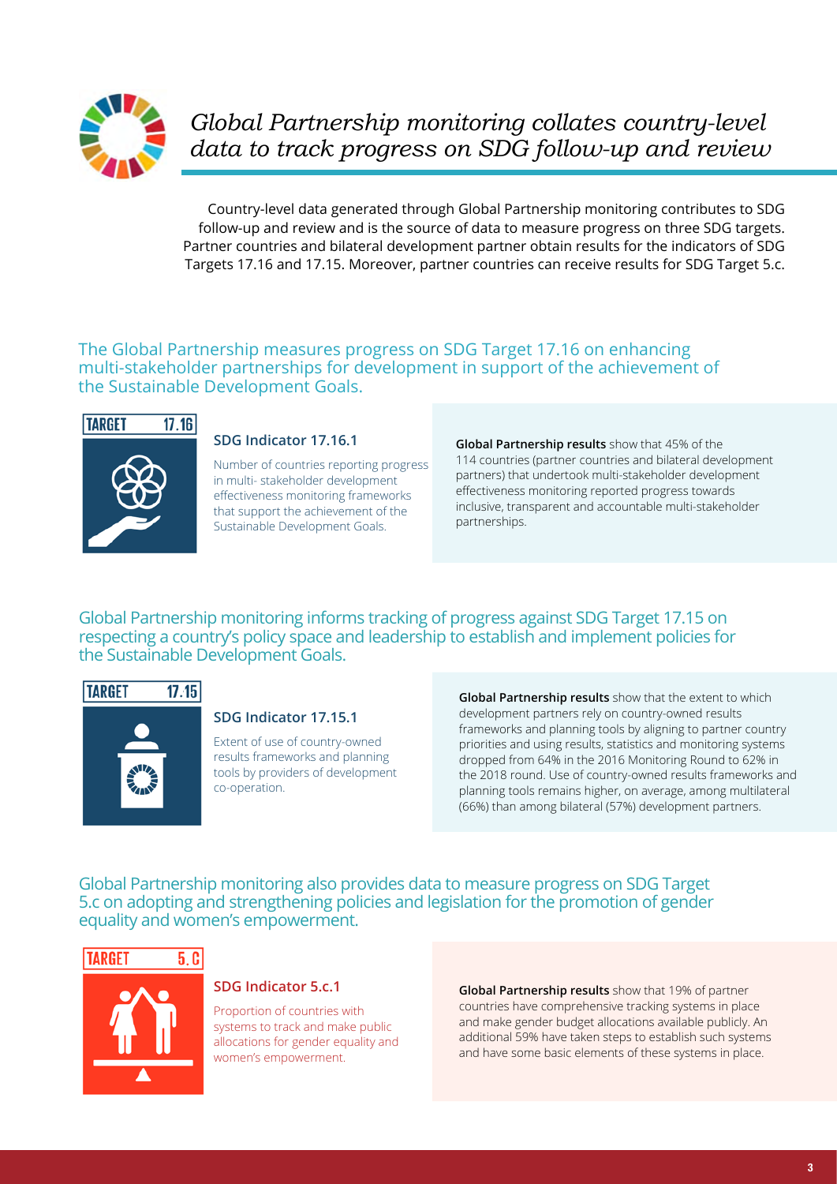# *Global Partnership monitoring collates country-level data to track progress on SDG follow-up and review*

Country-level data generated through Global Partnership monitoring contributes to SDG follow-up and review and is the source of data to measure progress on three SDG targets. Partner countries and bilateral development partner obtain results for the indicators of SDG Targets 17.16 and 17.15. Moreover, partner countries can receive results for SDG Target 5.c.

## The Global Partnership measures progress on SDG Target 17.16 on enhancing multi-stakeholder partnerships for development in support of the achievement of the Sustainable Development Goals.

TARGET 17.16

### SDG Indicator 17.16.1

Number of countries reporting progress in multi- stakeholder development effectiveness monitoring frameworks that support the achievement of the Sustainable Development Goals.

**Global Partnership results** show that 45% of the 114 countries (partner countries and bilateral development partners) that undertook multi-stakeholder development effectiveness monitoring reported progress towards inclusive, transparent and accountable multi-stakeholder partnerships.

## Global Partnership monitoring informs tracking of progress against SDG Target 17.15 on respecting a country's policy space and leadership to establish and implement policies for the Sustainable Development Goals.

TARGET 17.15

### SDG Indicator 17.15.1

Extent of use of country-owned results frameworks and planning tools by providers of development co-operation.

**Global Partnership results** show that the extent to which development partners rely on country-owned results frameworks and planning tools by aligning to partner country priorities and using results, statistics and monitoring systems dropped from 64% in the 2016 Monitoring Round to 62% in the 2018 round. Use of country-owned results frameworks and planning tools remains higher, on average, among multilateral (66%) than among bilateral (57%) development partners.

## Global Partnership monitoring also provides data to measure progress on SDG Target 5.c on adopting and strengthening policies and legislation for the promotion of gender equality and women's empowerment.

TARGET 5.C

### SDG Indicator 5.c.1

Proportion of countries with systems to track and make public allocations for gender equality and women's empowerment.

**Global Partnership results** show that 19% of partner countries have comprehensive tracking systems in place and make gender budget allocations available publicly. An additional 59% have taken steps to establish such systems and have some basic elements of these systems in place.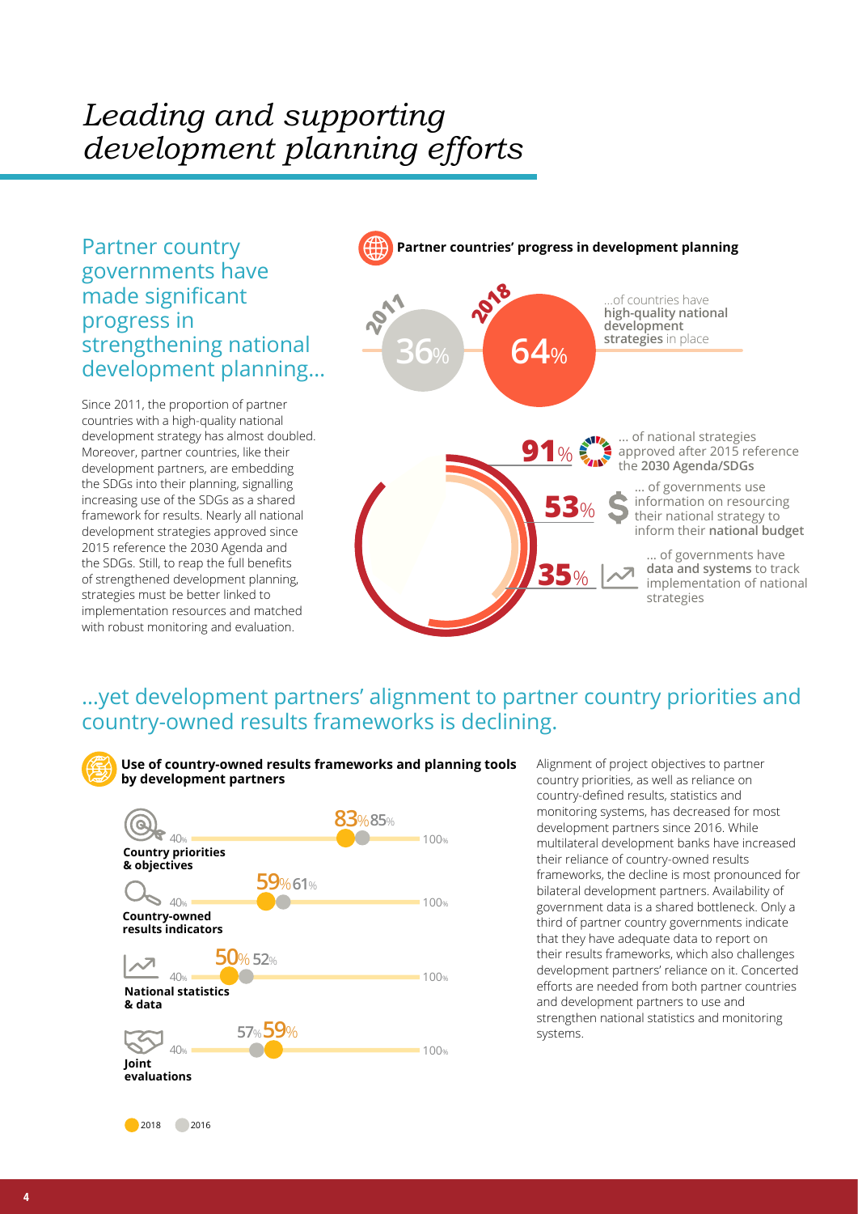# *Leading and supporting development planning efforts*

## Partner country governments have made significant progress in strengthening national development planning...

Since 2011, the proportion of partner countries with a high-quality national development strategy has almost doubled. Moreover, partner countries, like their development partners, are embedding the SDGs into their planning, signalling increasing use of the SDGs as a shared framework for results. Nearly all national development strategies approved since 2015 reference the 2030 Agenda and the SDGs. Still, to reap the full benefits of strengthened development planning, strategies must be better linked to implementation resources and matched with robust monitoring and evaluation.

**Partner countries' progress in development planning**

2011: 36% — 2018: 64% ...of countries have **high-quality national development strategies** in place

91% ... of national strategies approved after 2015 reference the **2030 Agenda/SDGs**

53% ... of governments use information on resourcing their national strategy to inform their **national budget**

35% ... of governments have **data and systems** to track implementation of national strategies

## ...yet development partners' alignment to partner country priorities and country-owned results frameworks is declining.

**Use of country-owned results frameworks and planning tools by development partners**

| | 2018 | 2016 |
|---|---|---|
| Country priorities & objectives | 83% | 85% |
| Country-owned results indicators | 59% | 61% |
| National statistics & data | 50% | 52% |
| Joint evaluations | 59% | 57% |

Alignment of project objectives to partner country priorities, as well as reliance on country-defined results, statistics and monitoring systems, has decreased for most development partners since 2016. While multilateral development banks have increased their reliance of country-owned results frameworks, the decline is most pronounced for bilateral development partners. Availability of government data is a shared bottleneck. Only a third of partner country governments indicate that they have adequate data to report on their results frameworks, which also challenges development partners' reliance on it. Concerted efforts are needed from both partner countries and development partners to use and strengthen national statistics and monitoring systems.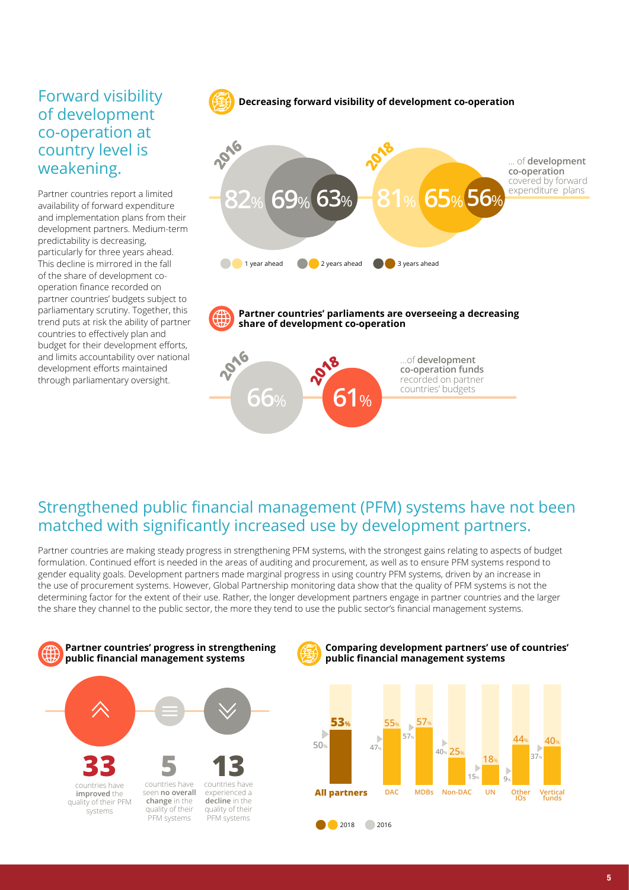## Forward visibility of development co-operation at country level is weakening.

Partner countries report a limited availability of forward expenditure and implementation plans from their development partners. Medium-term predictability is decreasing, particularly for three years ahead. This decline is mirrored in the fall of the share of development co-operation finance recorded on partner countries' budgets subject to parliamentary scrutiny. Together, this trend puts at risk the ability of partner countries to effectively plan and budget for their development efforts, and limits accountability over national development efforts maintained through parliamentary oversight.

**Decreasing forward visibility of development co-operation**

... of **development co-operation** covered by forward expenditure plans

| | 1 year ahead | 2 years ahead | 3 years ahead |
|---|---|---|---|
| 2016 | 82% | 69% | 63% |
| 2018 | 81% | 65% | 56% |

**Partner countries' parliaments are overseeing a decreasing share of development co-operation**

...of **development co-operation funds** recorded on partner countries' budgets

| 2016 | 2018 |
|---|---|
| 66% | 61% |

## Strengthened public financial management (PFM) systems have not been matched with significantly increased use by development partners.

Partner countries are making steady progress in strengthening PFM systems, with the strongest gains relating to aspects of budget formulation. Continued effort is needed in the areas of auditing and procurement, as well as to ensure PFM systems respond to gender equality goals. Development partners made marginal progress in using country PFM systems, driven by an increase in the use of procurement systems. However, Global Partnership monitoring data show that the quality of PFM systems is not the determining factor for the extent of their use. Rather, the longer development partners engage in partner countries and the larger the share they channel to the public sector, the more they tend to use the public sector's financial management systems.

**Partner countries' progress in strengthening public financial management systems**

- **33** countries have **improved** the quality of their PFM systems
- **5** countries have seen **no overall change** in the quality of their PFM systems
- **13** countries have experienced a **decline** in the quality of their PFM systems

**Comparing development partners' use of countries' public financial management systems**

| | 2018 | 2016 |
|---|---|---|
| All partners | 53% | 50% |
| DAC | 55% | 47% |
| MDBs | 57% | 57% |
| Non-DAC | 25% | 40% |
| UN | 18% | 15% |
| Other IOs | 44% | 9% |
| Vertical funds | 40% | 37% |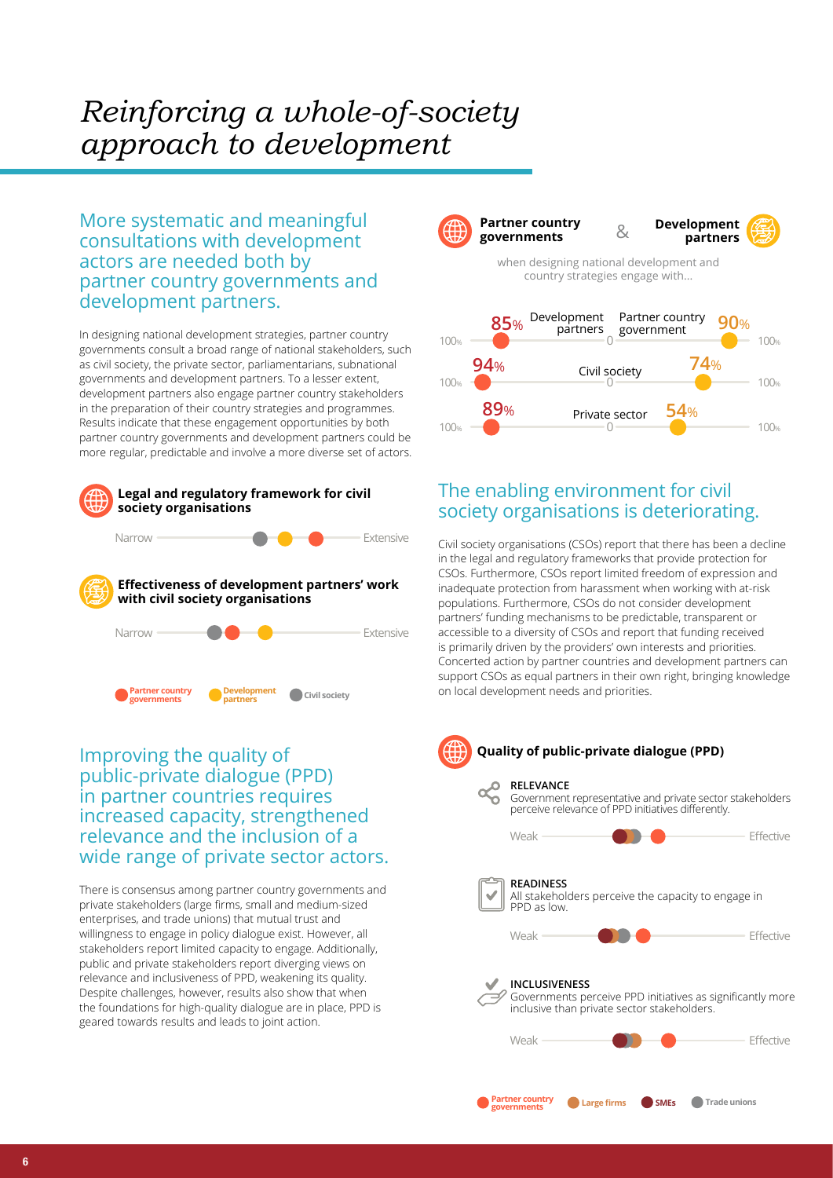# *Reinforcing a whole-of-society approach to development*

## More systematic and meaningful consultations with development actors are needed both by partner country governments and development partners.

In designing national development strategies, partner country governments consult a broad range of national stakeholders, such as civil society, the private sector, parliamentarians, subnational governments and development partners. To a lesser extent, development partners also engage partner country stakeholders in the preparation of their country strategies and programmes. Results indicate that these engagement opportunities by both partner country governments and development partners could be more regular, predictable and involve a more diverse set of actors.

**Partner country governments** & **Development partners**

when designing national development and country strategies engage with...

| | Partner country governments | Development partners |
|---|---|---|
| Development partners | 85% | |
| Partner country government | | 90% |
| Civil society | 94% | 74% |
| Private sector | 89% | 54% |

**Legal and regulatory framework for civil society organisations**

Narrow — Extensive

**Effectiveness of development partners' work with civil society organisations**

Narrow — Extensive

Partner country governments · Development partners · Civil society

## The enabling environment for civil society organisations is deteriorating.

Civil society organisations (CSOs) report that there has been a decline in the legal and regulatory frameworks that provide protection for CSOs. Furthermore, CSOs report limited freedom of expression and inadequate protection from harassment when working with at-risk populations. Furthermore, CSOs do not consider development partners' funding mechanisms to be predictable, transparent or accessible to a diversity of CSOs and report that funding received is primarily driven by the providers' own interests and priorities. Concerted action by partner countries and development partners can support CSOs as equal partners in their own right, bringing knowledge on local development needs and priorities.

## Improving the quality of public-private dialogue (PPD) in partner countries requires increased capacity, strengthened relevance and the inclusion of a wide range of private sector actors.

There is consensus among partner country governments and private stakeholders (large firms, small and medium-sized enterprises, and trade unions) that mutual trust and willingness to engage in policy dialogue exist. However, all stakeholders report limited capacity to engage. Additionally, public and private stakeholders report diverging views on relevance and inclusiveness of PPD, weakening its quality. Despite challenges, however, results also show that when the foundations for high-quality dialogue are in place, PPD is geared towards results and leads to joint action.

**Quality of public-private dialogue (PPD)**

**RELEVANCE**
Government representative and private sector stakeholders perceive relevance of PPD initiatives differently.

Weak — Effective

**READINESS**
All stakeholders perceive the capacity to engage in PPD as low.

Weak — Effective

**INCLUSIVENESS**
Governments perceive PPD initiatives as significantly more inclusive than private sector stakeholders.

Weak — Effective

Partner country governments · Large firms · SMEs · Trade unions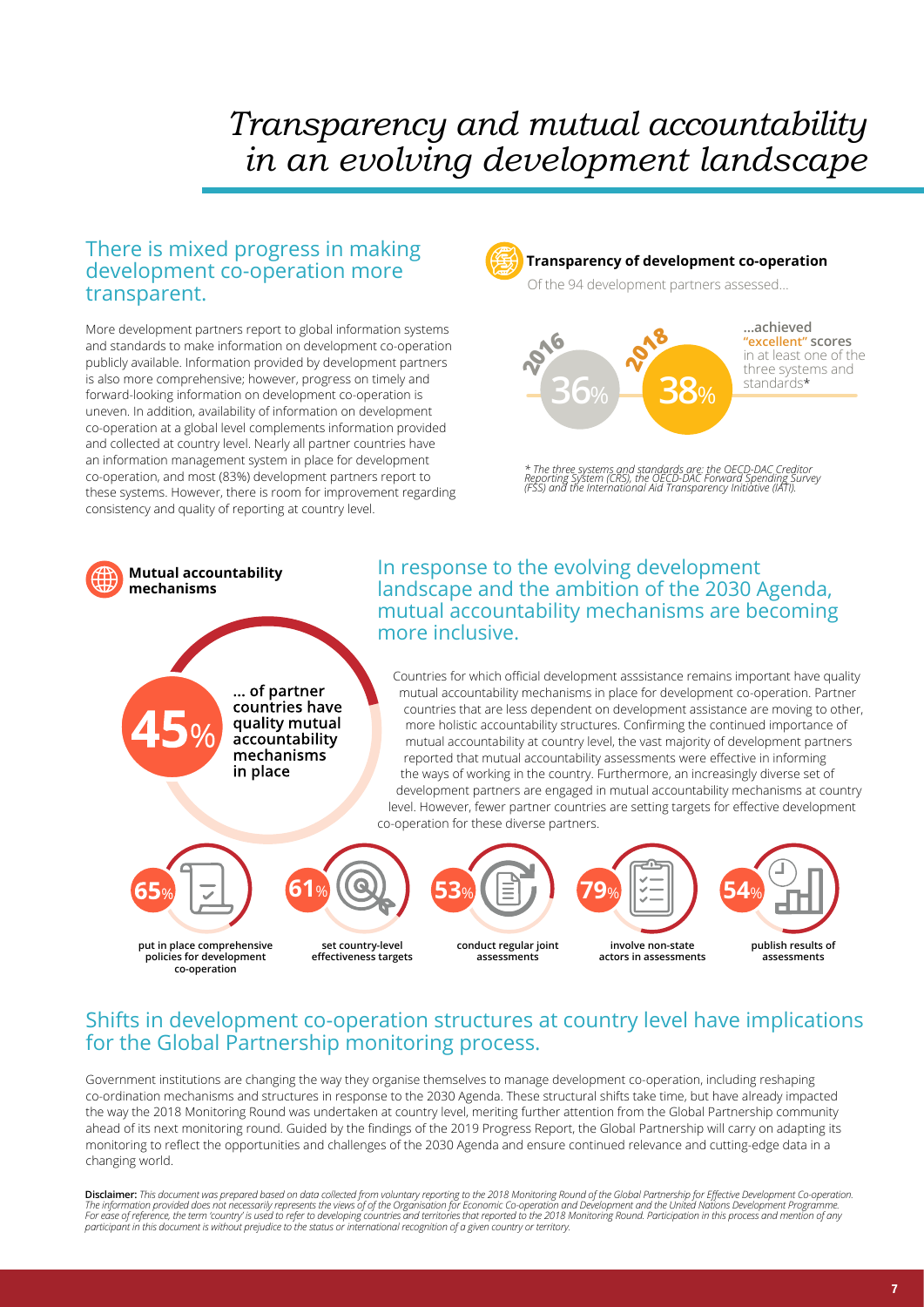# Transparency and mutual accountability in an evolving development landscape

## There is mixed progress in making development co-operation more transparent.

More development partners report to global information systems and standards to make information on development co-operation publicly available. Information provided by development partners is also more comprehensive; however, progress on timely and forward-looking information on development co-operation is uneven. In addition, availability of information on development co-operation at a global level complements information provided and collected at country level. Nearly all partner countries have an information management system in place for development co-operation, and most (83%) development partners report to these systems. However, there is room for improvement regarding consistency and quality of reporting at country level.

**Transparency of development co-operation**

Of the 94 development partners assessed...

2016: 36%

2018: 38%

...achieved **"excellent" scores** in at least one of the three systems and standards*

*\* The three systems and standards are: the OECD-DAC Creditor Reporting System (CRS), the OECD-DAC Forward Spending Survey (FSS) and the International Aid Transparency Initiative (IATI).*

**Mutual accountability mechanisms**

**45%** **... of partner countries have quality mutual accountability mechanisms in place**

## In response to the evolving development landscape and the ambition of the 2030 Agenda, mutual accountability mechanisms are becoming more inclusive.

Countries for which official development asssistance remains important have quality mutual accountability mechanisms in place for development co-operation. Partner countries that are less dependent on development assistance are moving to other, more holistic accountability structures. Confirming the continued importance of mutual accountability at country level, the vast majority of development partners reported that mutual accountability assessments were effective in informing the ways of working in the country. Furthermore, an increasingly diverse set of development partners are engaged in mutual accountability mechanisms at country level. However, fewer partner countries are setting targets for effective development co-operation for these diverse partners.

- **65%** put in place comprehensive policies for development co-operation
- **61%** set country-level effectiveness targets
- **53%** conduct regular joint assessments
- **79%** involve non-state actors in assessments
- **54%** publish results of assessments

## Shifts in development co-operation structures at country level have implications for the Global Partnership monitoring process.

Government institutions are changing the way they organise themselves to manage development co-operation, including reshaping co-ordination mechanisms and structures in response to the 2030 Agenda. These structural shifts take time, but have already impacted the way the 2018 Monitoring Round was undertaken at country level, meriting further attention from the Global Partnership community ahead of its next monitoring round. Guided by the findings of the 2019 Progress Report, the Global Partnership will carry on adapting its monitoring to reflect the opportunities and challenges of the 2030 Agenda and ensure continued relevance and cutting-edge data in a changing world.

**Disclaimer:** *This document was prepared based on data collected from voluntary reporting to the 2018 Monitoring Round of the Global Partnership for Effective Development Co-operation. The information provided does not necessarily represents the views of of the Organisation for Economic Co-operation and Development and the United Nations Development Programme. For ease of reference, the term 'country' is used to refer to developing countries and territories that reported to the 2018 Monitoring Round. Participation in this process and mention of any participant in this document is without prejudice to the status or international recognition of a given country or territory.*